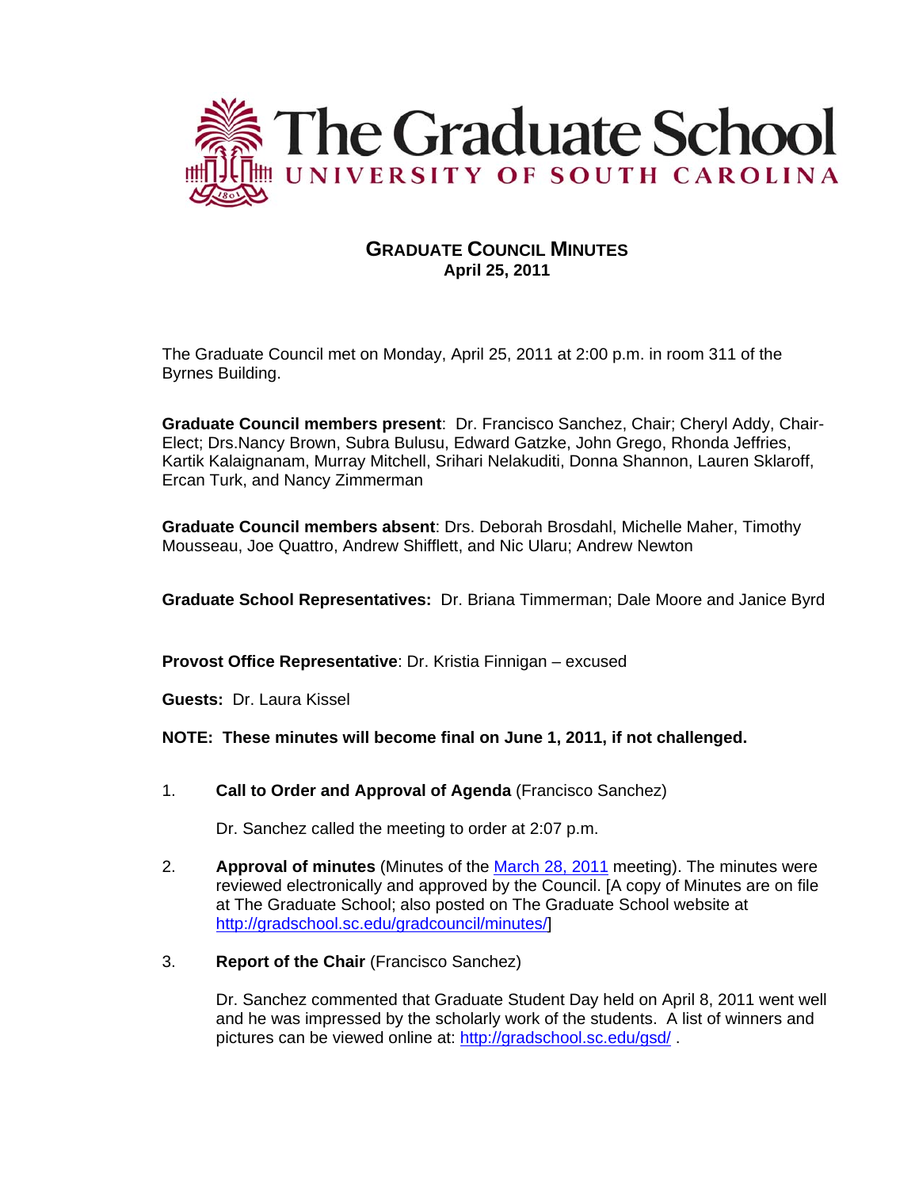# The Graduate School
UNIVERSITY OF SOUTH CAROLINA

## GRADUATE COUNCIL MINUTES
**April 25, 2011**

The Graduate Council met on Monday, April 25, 2011 at 2:00 p.m. in room 311 of the Byrnes Building.

**Graduate Council members present**: Dr. Francisco Sanchez, Chair; Cheryl Addy, Chair-Elect; Drs.Nancy Brown, Subra Bulusu, Edward Gatzke, John Grego, Rhonda Jeffries, Kartik Kalaignanam, Murray Mitchell, Srihari Nelakuditi, Donna Shannon, Lauren Sklaroff, Ercan Turk, and Nancy Zimmerman

**Graduate Council members absent**: Drs. Deborah Brosdahl, Michelle Maher, Timothy Mousseau, Joe Quattro, Andrew Shifflett, and Nic Ularu; Andrew Newton

**Graduate School Representatives:** Dr. Briana Timmerman; Dale Moore and Janice Byrd

**Provost Office Representative**: Dr. Kristia Finnigan – excused

**Guests:** Dr. Laura Kissel

**NOTE: These minutes will become final on June 1, 2011, if not challenged.**

1. **Call to Order and Approval of Agenda** (Francisco Sanchez)

   Dr. Sanchez called the meeting to order at 2:07 p.m.

2. **Approval of minutes** (Minutes of the March 28, 2011 meeting). The minutes were reviewed electronically and approved by the Council. [A copy of Minutes are on file at The Graduate School; also posted on The Graduate School website at http://gradschool.sc.edu/gradcouncil/minutes/]

3. **Report of the Chair** (Francisco Sanchez)

   Dr. Sanchez commented that Graduate Student Day held on April 8, 2011 went well and he was impressed by the scholarly work of the students. A list of winners and pictures can be viewed online at: http://gradschool.sc.edu/gsd/ .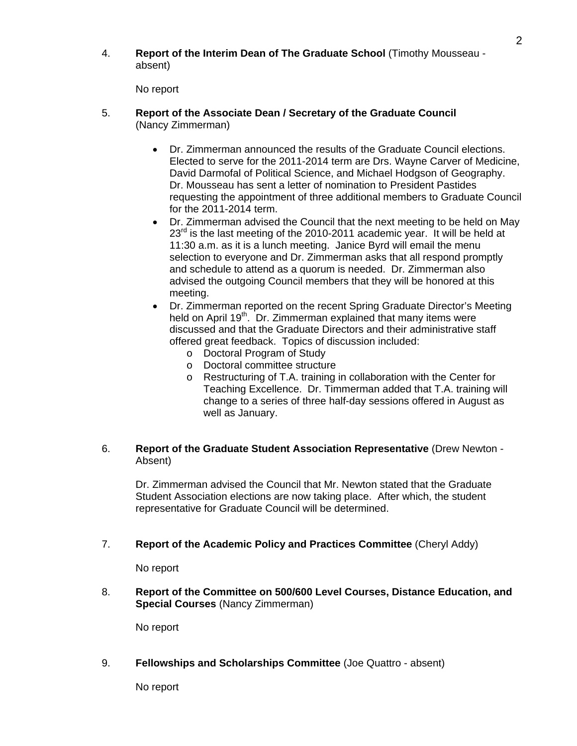4. **Report of the Interim Dean of The Graduate School** (Timothy Mousseau - absent)

   No report

5. **Report of the Associate Dean / Secretary of the Graduate Council** (Nancy Zimmerman)

   - Dr. Zimmerman announced the results of the Graduate Council elections. Elected to serve for the 2011-2014 term are Drs. Wayne Carver of Medicine, David Darmofal of Political Science, and Michael Hodgson of Geography. Dr. Mousseau has sent a letter of nomination to President Pastides requesting the appointment of three additional members to Graduate Council for the 2011-2014 term.
   - Dr. Zimmerman advised the Council that the next meeting to be held on May 23rd is the last meeting of the 2010-2011 academic year. It will be held at 11:30 a.m. as it is a lunch meeting. Janice Byrd will email the menu selection to everyone and Dr. Zimmerman asks that all respond promptly and schedule to attend as a quorum is needed. Dr. Zimmerman also advised the outgoing Council members that they will be honored at this meeting.
   - Dr. Zimmerman reported on the recent Spring Graduate Director's Meeting held on April 19th. Dr. Zimmerman explained that many items were discussed and that the Graduate Directors and their administrative staff offered great feedback. Topics of discussion included:
     - Doctoral Program of Study
     - Doctoral committee structure
     - Restructuring of T.A. training in collaboration with the Center for Teaching Excellence. Dr. Timmerman added that T.A. training will change to a series of three half-day sessions offered in August as well as January.

6. **Report of the Graduate Student Association Representative** (Drew Newton - Absent)

   Dr. Zimmerman advised the Council that Mr. Newton stated that the Graduate Student Association elections are now taking place. After which, the student representative for Graduate Council will be determined.

7. **Report of the Academic Policy and Practices Committee** (Cheryl Addy)

   No report

8. **Report of the Committee on 500/600 Level Courses, Distance Education, and Special Courses** (Nancy Zimmerman)

   No report

9. **Fellowships and Scholarships Committee** (Joe Quattro - absent)

   No report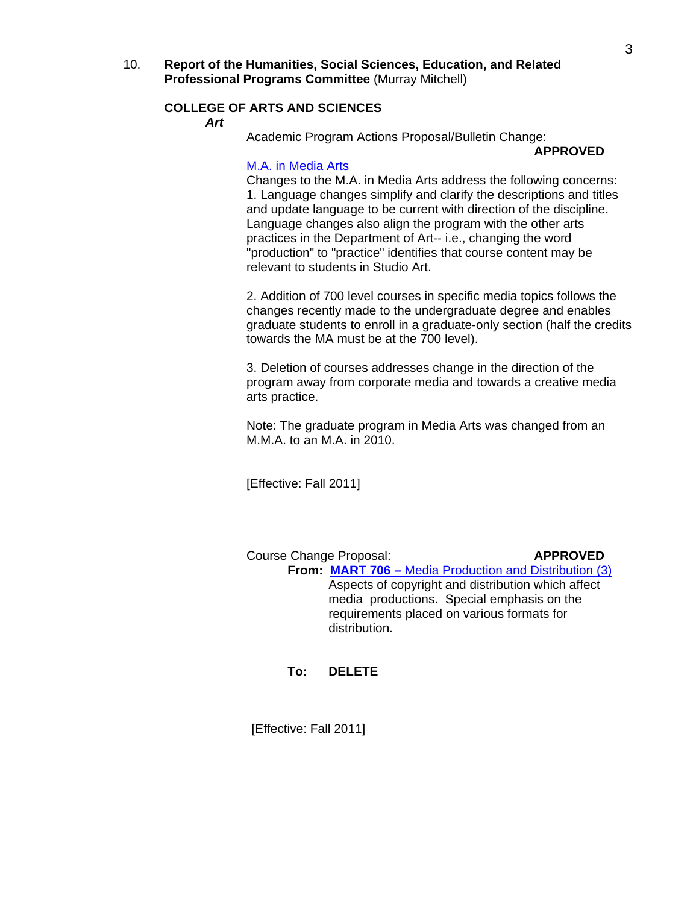10. **Report of the Humanities, Social Sciences, Education, and Related Professional Programs Committee** (Murray Mitchell)

**COLLEGE OF ARTS AND SCIENCES**

***Art***

Academic Program Actions Proposal/Bulletin Change: **APPROVED**

M.A. in Media Arts

Changes to the M.A. in Media Arts address the following concerns:

1. Language changes simplify and clarify the descriptions and titles and update language to be current with direction of the discipline. Language changes also align the program with the other arts practices in the Department of Art-- i.e., changing the word "production" to "practice" identifies that course content may be relevant to students in Studio Art.

2. Addition of 700 level courses in specific media topics follows the changes recently made to the undergraduate degree and enables graduate students to enroll in a graduate-only section (half the credits towards the MA must be at the 700 level).

3. Deletion of courses addresses change in the direction of the program away from corporate media and towards a creative media arts practice.

Note: The graduate program in Media Arts was changed from an M.M.A. to an M.A. in 2010.

[Effective: Fall 2011]

Course Change Proposal: **APPROVED**

**From:** **MART 706 –** Media Production and Distribution (3)
Aspects of copyright and distribution which affect media productions. Special emphasis on the requirements placed on various formats for distribution.

**To:** **DELETE**

[Effective: Fall 2011]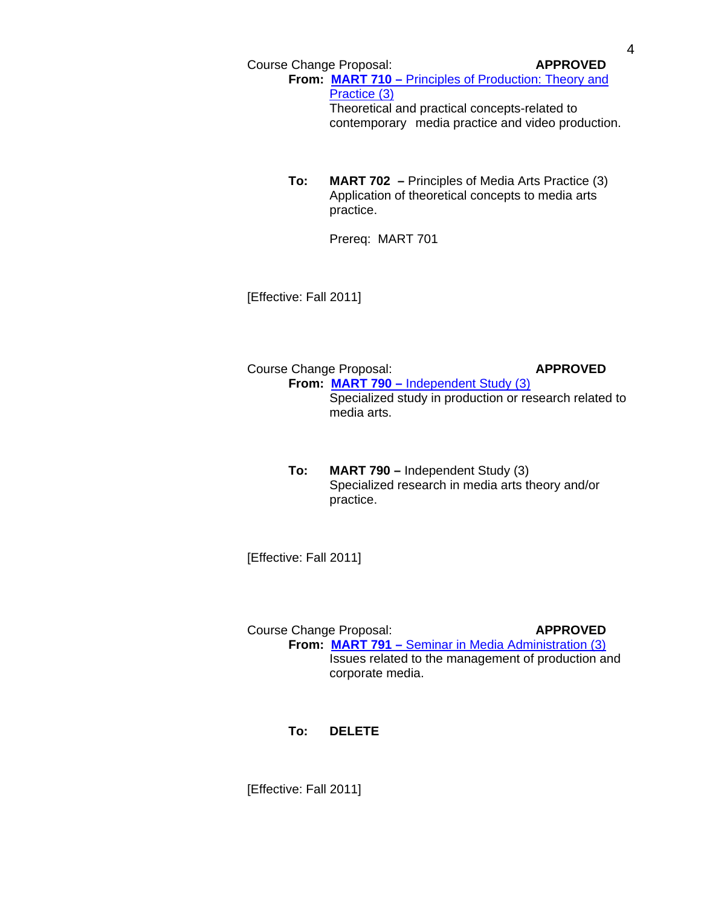Course Change Proposal: **APPROVED**

**From:** **MART 710 –** Principles of Production: Theory and Practice (3)
Theoretical and practical concepts-related to contemporary media practice and video production.

**To:** **MART 702 –** Principles of Media Arts Practice (3)
Application of theoretical concepts to media arts practice.

Prereq: MART 701

[Effective: Fall 2011]

Course Change Proposal: **APPROVED**

**From:** **MART 790 –** Independent Study (3)
Specialized study in production or research related to media arts.

**To:** **MART 790 –** Independent Study (3)
Specialized research in media arts theory and/or practice.

[Effective: Fall 2011]

Course Change Proposal: **APPROVED**

**From:** **MART 791 –** Seminar in Media Administration (3)
Issues related to the management of production and corporate media.

**To:** **DELETE**

[Effective: Fall 2011]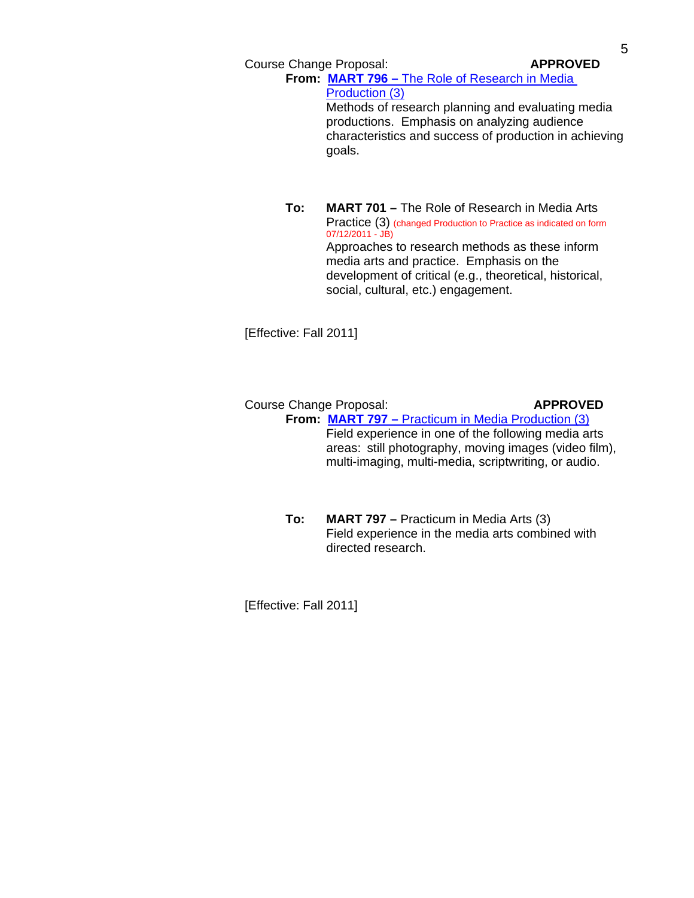Course Change Proposal: **APPROVED**

**From:** **MART 796 –** The Role of Research in Media Production (3)

Methods of research planning and evaluating media productions. Emphasis on analyzing audience characteristics and success of production in achieving goals.

**To:** **MART 701 –** The Role of Research in Media Arts Practice (3) (changed Production to Practice as indicated on form 07/12/2011 - JB)

Approaches to research methods as these inform media arts and practice. Emphasis on the development of critical (e.g., theoretical, historical, social, cultural, etc.) engagement.

[Effective: Fall 2011]

Course Change Proposal: **APPROVED**

**From:** **MART 797 –** Practicum in Media Production (3)

Field experience in one of the following media arts areas: still photography, moving images (video film), multi-imaging, multi-media, scriptwriting, or audio.

**To:** **MART 797 –** Practicum in Media Arts (3)

Field experience in the media arts combined with directed research.

[Effective: Fall 2011]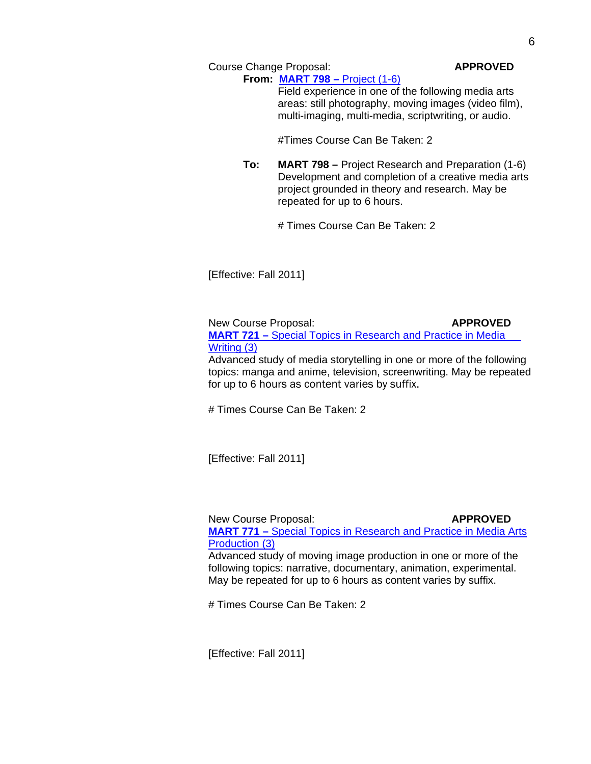Course Change Proposal: **APPROVED**

**From:** **MART 798 –** Project (1-6)

Field experience in one of the following media arts areas: still photography, moving images (video film), multi-imaging, multi-media, scriptwriting, or audio.

#Times Course Can Be Taken: 2

**To:** **MART 798 –** Project Research and Preparation (1-6)

Development and completion of a creative media arts project grounded in theory and research. May be repeated for up to 6 hours.

# Times Course Can Be Taken: 2

[Effective: Fall 2011]

New Course Proposal: **APPROVED**

**MART 721 –** Special Topics in Research and Practice in Media Writing (3)

Advanced study of media storytelling in one or more of the following topics: manga and anime, television, screenwriting. May be repeated for up to 6 hours as content varies by suffix.

# Times Course Can Be Taken: 2

[Effective: Fall 2011]

New Course Proposal: **APPROVED**

**MART 771 –** Special Topics in Research and Practice in Media Arts Production (3)

Advanced study of moving image production in one or more of the following topics: narrative, documentary, animation, experimental. May be repeated for up to 6 hours as content varies by suffix.

# Times Course Can Be Taken: 2

[Effective: Fall 2011]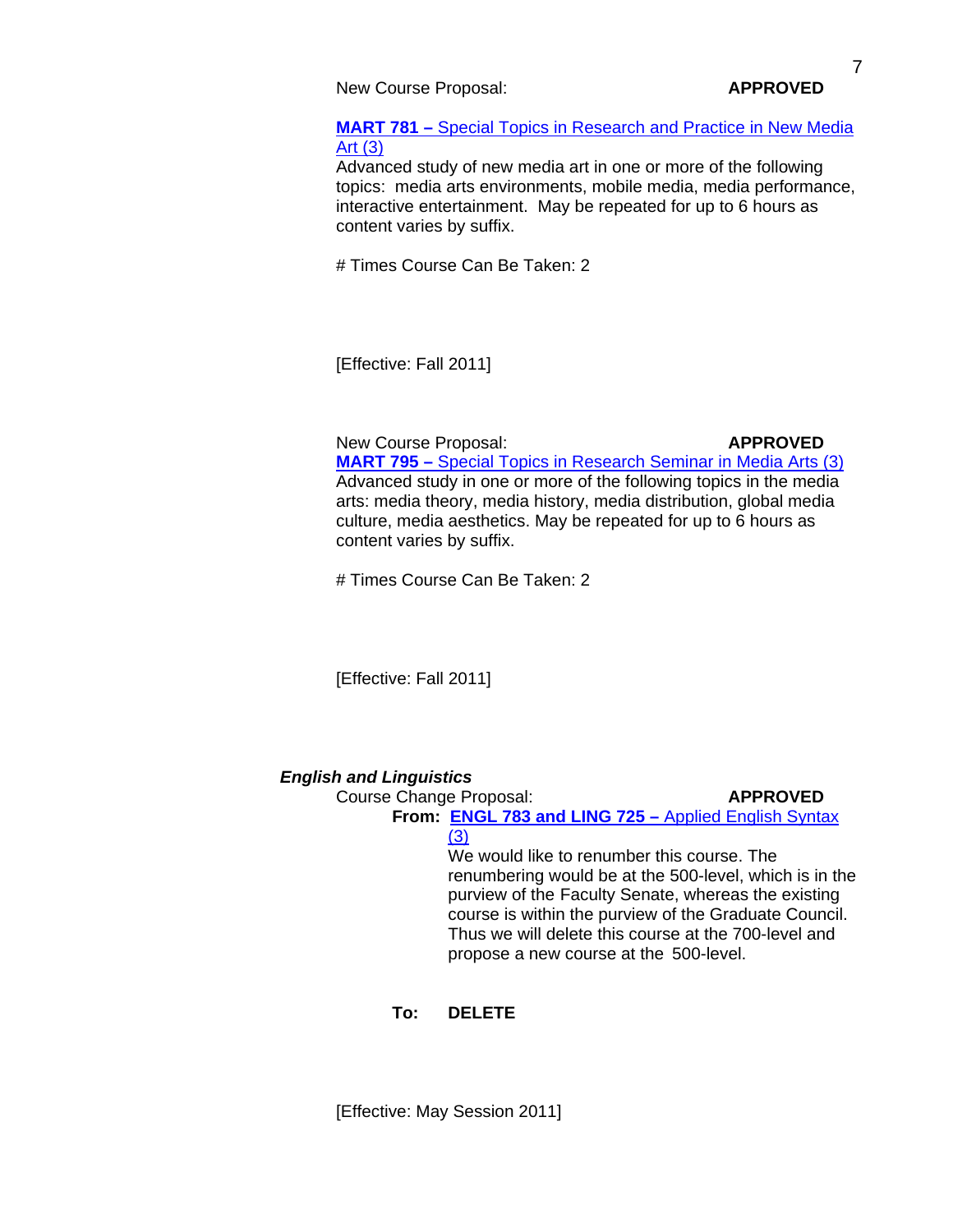New Course Proposal: **APPROVED**

**MART 781 –** Special Topics in Research and Practice in New Media Art (3)
Advanced study of new media art in one or more of the following topics: media arts environments, mobile media, media performance, interactive entertainment. May be repeated for up to 6 hours as content varies by suffix.

# Times Course Can Be Taken: 2

[Effective: Fall 2011]

New Course Proposal: **APPROVED**

**MART 795 –** Special Topics in Research Seminar in Media Arts (3)
Advanced study in one or more of the following topics in the media arts: media theory, media history, media distribution, global media culture, media aesthetics. May be repeated for up to 6 hours as content varies by suffix.

# Times Course Can Be Taken: 2

[Effective: Fall 2011]

***English and Linguistics***

Course Change Proposal: **APPROVED**

**From:** **ENGL 783 and LING 725 –** Applied English Syntax (3)
We would like to renumber this course. The renumbering would be at the 500-level, which is in the purview of the Faculty Senate, whereas the existing course is within the purview of the Graduate Council. Thus we will delete this course at the 700-level and propose a new course at the 500-level.

**To:** **DELETE**

[Effective: May Session 2011]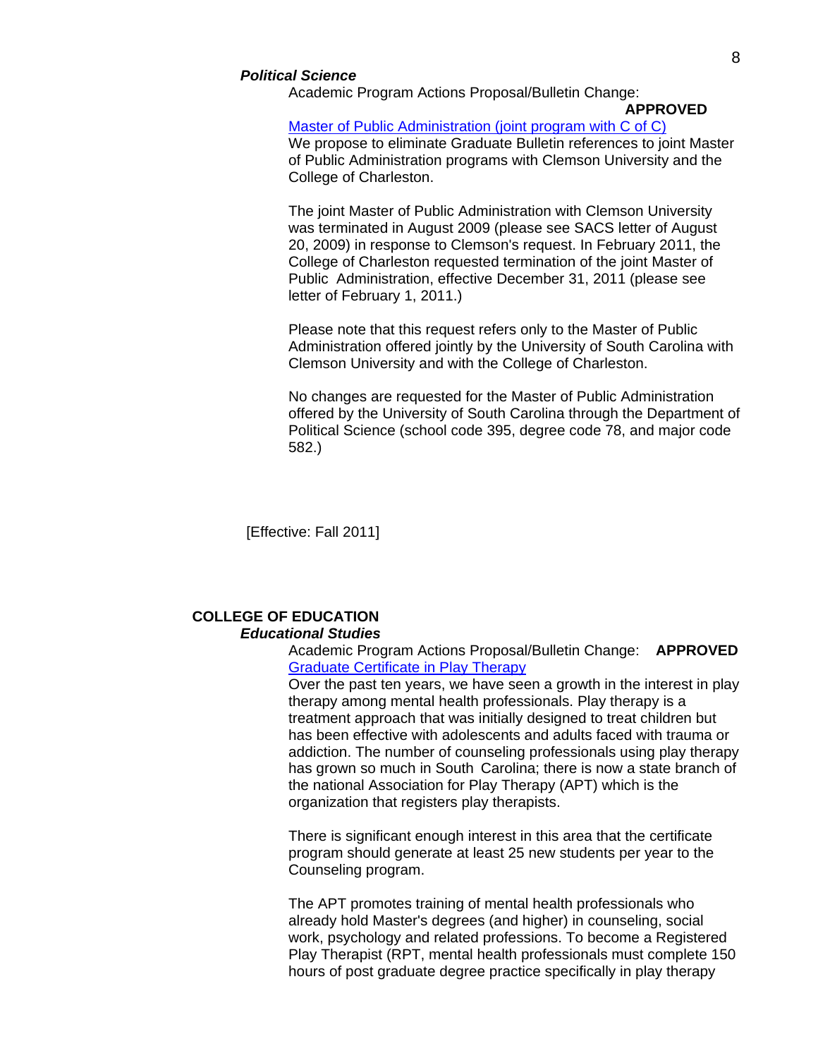### *Political Science*

Academic Program Actions Proposal/Bulletin Change: **APPROVED**

Master of Public Administration (joint program with C of C)

We propose to eliminate Graduate Bulletin references to joint Master of Public Administration programs with Clemson University and the College of Charleston.

The joint Master of Public Administration with Clemson University was terminated in August 2009 (please see SACS letter of August 20, 2009) in response to Clemson's request. In February 2011, the College of Charleston requested termination of the joint Master of Public Administration, effective December 31, 2011 (please see letter of February 1, 2011.)

Please note that this request refers only to the Master of Public Administration offered jointly by the University of South Carolina with Clemson University and with the College of Charleston.

No changes are requested for the Master of Public Administration offered by the University of South Carolina through the Department of Political Science (school code 395, degree code 78, and major code 582.)

[Effective: Fall 2011]

## COLLEGE OF EDUCATION

### *Educational Studies*

Academic Program Actions Proposal/Bulletin Change: **APPROVED**

Graduate Certificate in Play Therapy

Over the past ten years, we have seen a growth in the interest in play therapy among mental health professionals. Play therapy is a treatment approach that was initially designed to treat children but has been effective with adolescents and adults faced with trauma or addiction. The number of counseling professionals using play therapy has grown so much in South Carolina; there is now a state branch of the national Association for Play Therapy (APT) which is the organization that registers play therapists.

There is significant enough interest in this area that the certificate program should generate at least 25 new students per year to the Counseling program.

The APT promotes training of mental health professionals who already hold Master's degrees (and higher) in counseling, social work, psychology and related professions. To become a Registered Play Therapist (RPT, mental health professionals must complete 150 hours of post graduate degree practice specifically in play therapy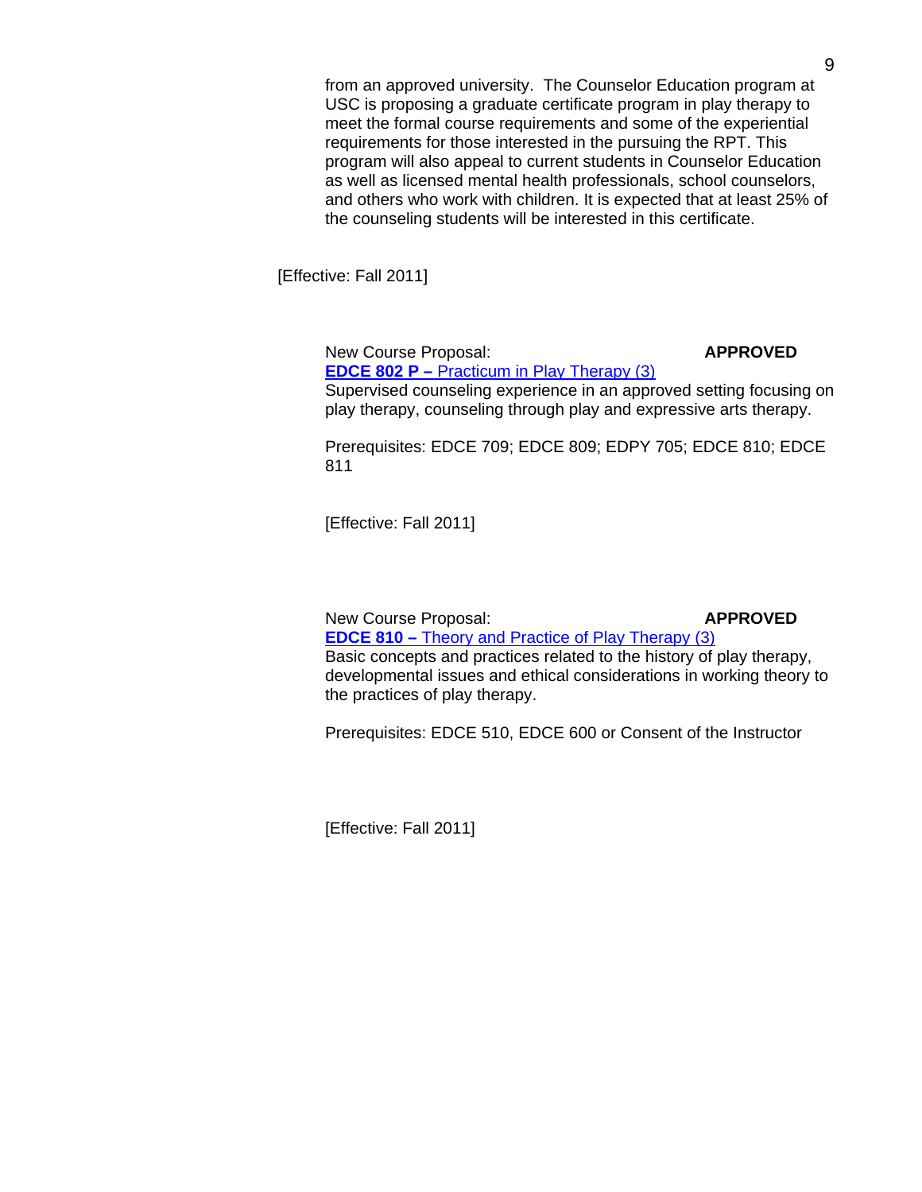from an approved university. The Counselor Education program at USC is proposing a graduate certificate program in play therapy to meet the formal course requirements and some of the experiential requirements for those interested in the pursuing the RPT. This program will also appeal to current students in Counselor Education as well as licensed mental health professionals, school counselors, and others who work with children. It is expected that at least 25% of the counseling students will be interested in this certificate.

[Effective: Fall 2011]

New Course Proposal: **APPROVED**

**EDCE 802 P –** Practicum in Play Therapy (3)

Supervised counseling experience in an approved setting focusing on play therapy, counseling through play and expressive arts therapy.

Prerequisites: EDCE 709; EDCE 809; EDPY 705; EDCE 810; EDCE 811

[Effective: Fall 2011]

New Course Proposal: **APPROVED**

**EDCE 810 –** Theory and Practice of Play Therapy (3)

Basic concepts and practices related to the history of play therapy, developmental issues and ethical considerations in working theory to the practices of play therapy.

Prerequisites: EDCE 510, EDCE 600 or Consent of the Instructor

[Effective: Fall 2011]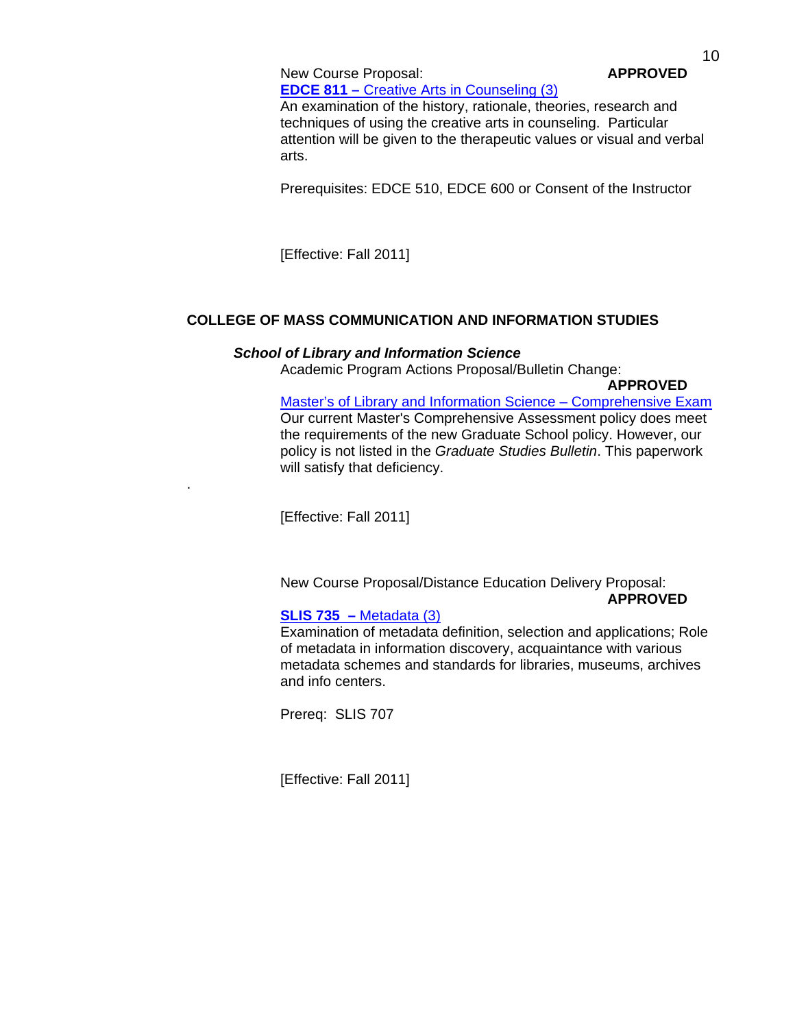New Course Proposal: **APPROVED**

**EDCE 811 –** Creative Arts in Counseling (3)

An examination of the history, rationale, theories, research and techniques of using the creative arts in counseling. Particular attention will be given to the therapeutic values or visual and verbal arts.

Prerequisites: EDCE 510, EDCE 600 or Consent of the Instructor

[Effective: Fall 2011]

## COLLEGE OF MASS COMMUNICATION AND INFORMATION STUDIES

### *School of Library and Information Science*

Academic Program Actions Proposal/Bulletin Change: **APPROVED**

Master's of Library and Information Science – Comprehensive Exam

Our current Master's Comprehensive Assessment policy does meet the requirements of the new Graduate School policy. However, our policy is not listed in the *Graduate Studies Bulletin*. This paperwork will satisfy that deficiency.

.

[Effective: Fall 2011]

New Course Proposal/Distance Education Delivery Proposal: **APPROVED**

**SLIS 735 –** Metadata (3)

Examination of metadata definition, selection and applications; Role of metadata in information discovery, acquaintance with various metadata schemes and standards for libraries, museums, archives and info centers.

Prereq: SLIS 707

[Effective: Fall 2011]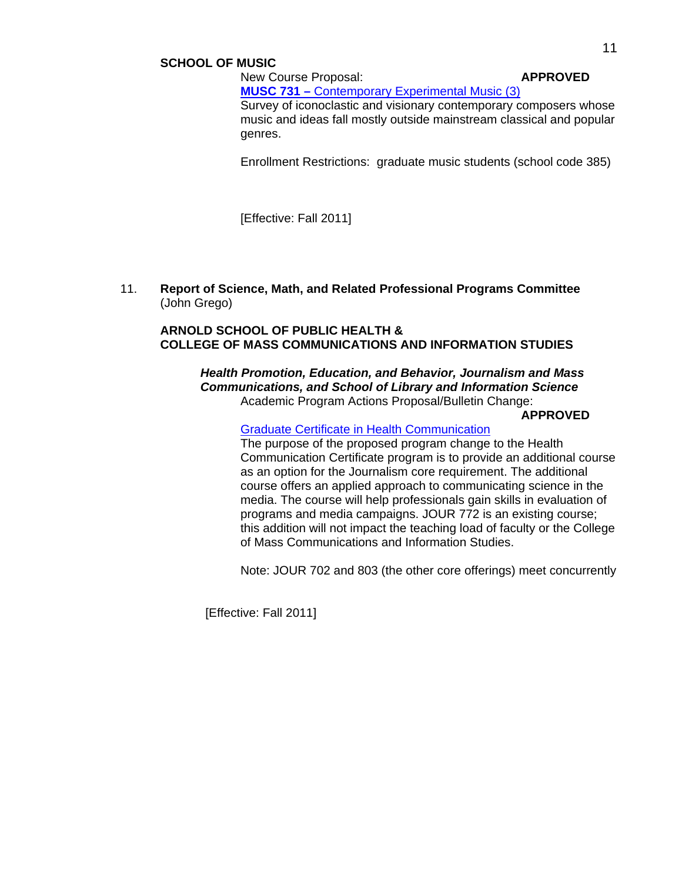**SCHOOL OF MUSIC**

New Course Proposal: **APPROVED**

**MUSC 731 –** Contemporary Experimental Music (3)

Survey of iconoclastic and visionary contemporary composers whose music and ideas fall mostly outside mainstream classical and popular genres.

Enrollment Restrictions: graduate music students (school code 385)

[Effective: Fall 2011]

11. **Report of Science, Math, and Related Professional Programs Committee** (John Grego)

**ARNOLD SCHOOL OF PUBLIC HEALTH & COLLEGE OF MASS COMMUNICATIONS AND INFORMATION STUDIES**

***Health Promotion, Education, and Behavior, Journalism and Mass Communications, and School of Library and Information Science***

Academic Program Actions Proposal/Bulletin Change: **APPROVED**

Graduate Certificate in Health Communication

The purpose of the proposed program change to the Health Communication Certificate program is to provide an additional course as an option for the Journalism core requirement. The additional course offers an applied approach to communicating science in the media. The course will help professionals gain skills in evaluation of programs and media campaigns. JOUR 772 is an existing course; this addition will not impact the teaching load of faculty or the College of Mass Communications and Information Studies.

Note: JOUR 702 and 803 (the other core offerings) meet concurrently

[Effective: Fall 2011]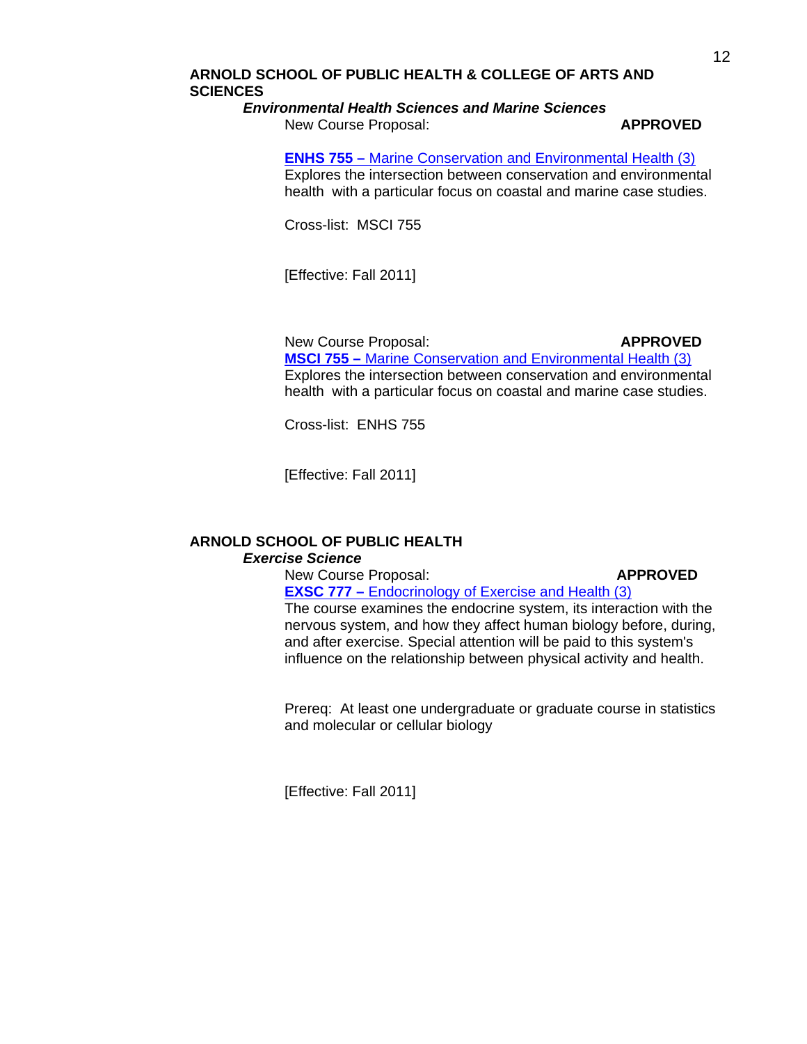**ARNOLD SCHOOL OF PUBLIC HEALTH & COLLEGE OF ARTS AND SCIENCES**

***Environmental Health Sciences and Marine Sciences***

New Course Proposal: **APPROVED**

**ENHS 755 –** Marine Conservation and Environmental Health (3)
Explores the intersection between conservation and environmental health with a particular focus on coastal and marine case studies.

Cross-list: MSCI 755

[Effective: Fall 2011]

New Course Proposal: **APPROVED**

**MSCI 755 –** Marine Conservation and Environmental Health (3)
Explores the intersection between conservation and environmental health with a particular focus on coastal and marine case studies.

Cross-list: ENHS 755

[Effective: Fall 2011]

**ARNOLD SCHOOL OF PUBLIC HEALTH**

***Exercise Science***

New Course Proposal: **APPROVED**

**EXSC 777 –** Endocrinology of Exercise and Health (3)
The course examines the endocrine system, its interaction with the nervous system, and how they affect human biology before, during, and after exercise. Special attention will be paid to this system's influence on the relationship between physical activity and health.

Prereq: At least one undergraduate or graduate course in statistics and molecular or cellular biology

[Effective: Fall 2011]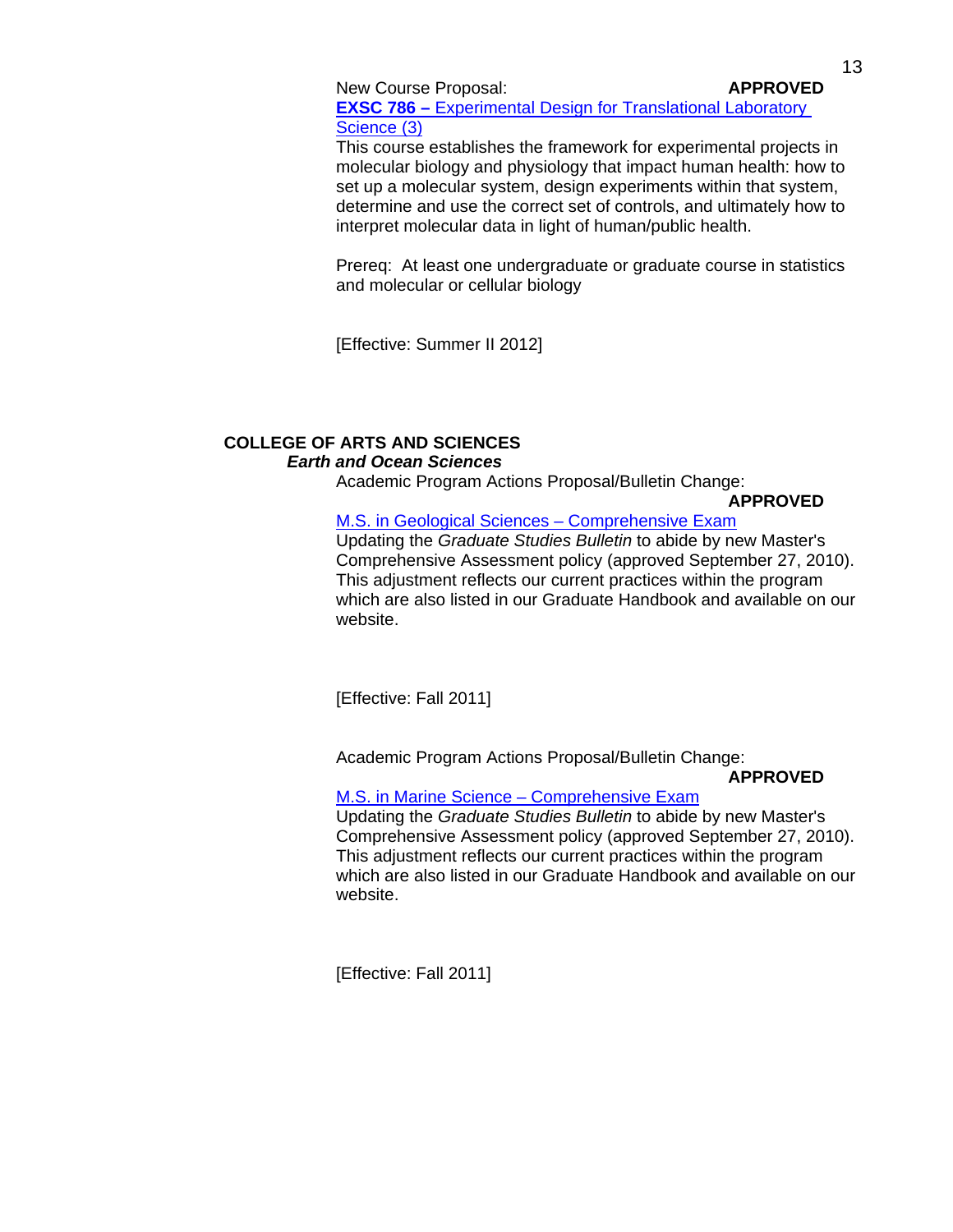New Course Proposal: **APPROVED**

**EXSC 786 –** Experimental Design for Translational Laboratory Science (3)

This course establishes the framework for experimental projects in molecular biology and physiology that impact human health: how to set up a molecular system, design experiments within that system, determine and use the correct set of controls, and ultimately how to interpret molecular data in light of human/public health.

Prereq: At least one undergraduate or graduate course in statistics and molecular or cellular biology

[Effective: Summer II 2012]

## COLLEGE OF ARTS AND SCIENCES

### *Earth and Ocean Sciences*

Academic Program Actions Proposal/Bulletin Change: **APPROVED**

M.S. in Geological Sciences – Comprehensive Exam

Updating the *Graduate Studies Bulletin* to abide by new Master's Comprehensive Assessment policy (approved September 27, 2010). This adjustment reflects our current practices within the program which are also listed in our Graduate Handbook and available on our website.

[Effective: Fall 2011]

Academic Program Actions Proposal/Bulletin Change: **APPROVED**

M.S. in Marine Science – Comprehensive Exam

Updating the *Graduate Studies Bulletin* to abide by new Master's Comprehensive Assessment policy (approved September 27, 2010). This adjustment reflects our current practices within the program which are also listed in our Graduate Handbook and available on our website.

[Effective: Fall 2011]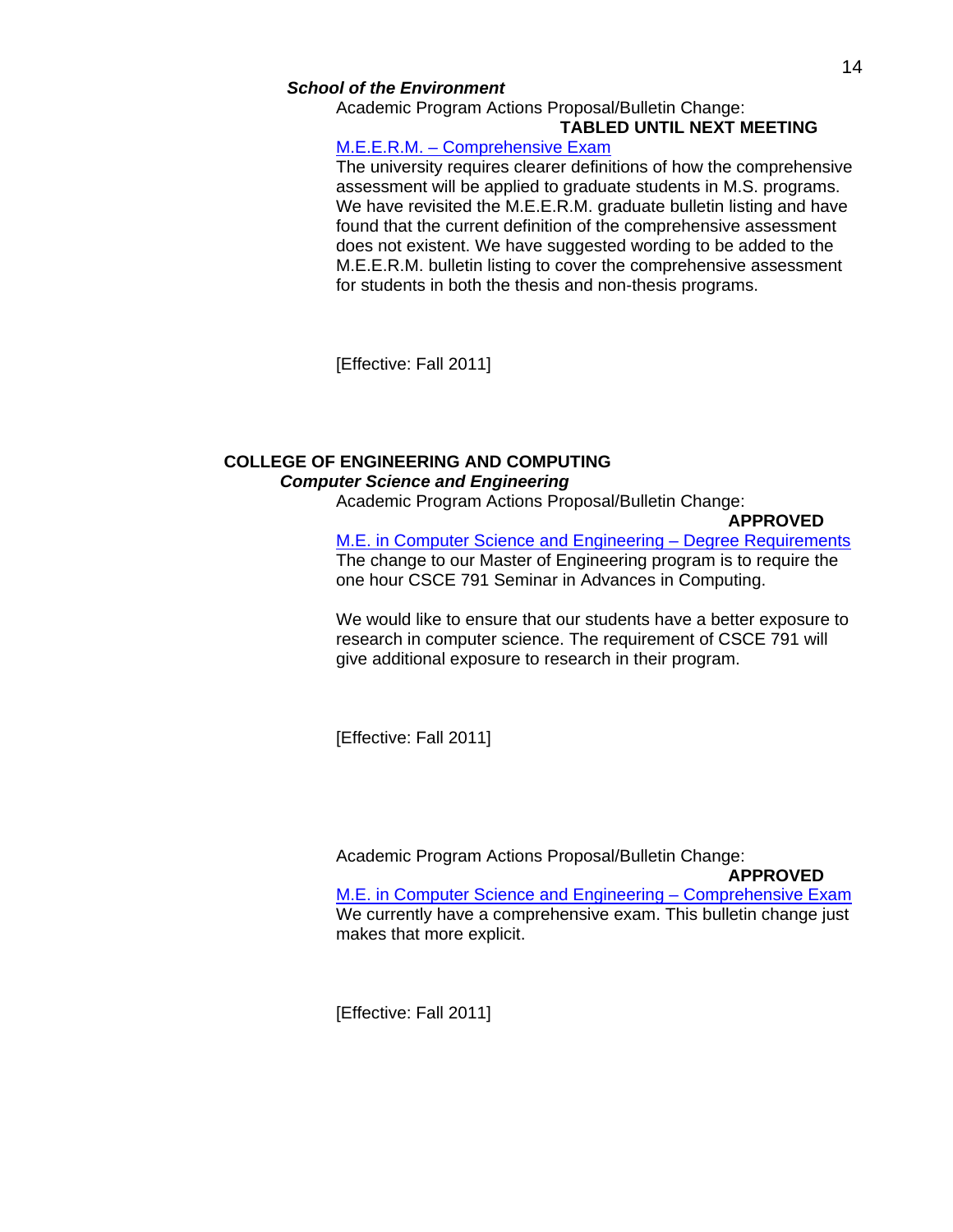***School of the Environment***

Academic Program Actions Proposal/Bulletin Change:

**TABLED UNTIL NEXT MEETING**

M.E.E.R.M. – Comprehensive Exam

The university requires clearer definitions of how the comprehensive assessment will be applied to graduate students in M.S. programs. We have revisited the M.E.E.R.M. graduate bulletin listing and have found that the current definition of the comprehensive assessment does not existent. We have suggested wording to be added to the M.E.E.R.M. bulletin listing to cover the comprehensive assessment for students in both the thesis and non-thesis programs.

[Effective: Fall 2011]

## COLLEGE OF ENGINEERING AND COMPUTING

***Computer Science and Engineering***

Academic Program Actions Proposal/Bulletin Change:

**APPROVED**

M.E. in Computer Science and Engineering – Degree Requirements

The change to our Master of Engineering program is to require the one hour CSCE 791 Seminar in Advances in Computing.

We would like to ensure that our students have a better exposure to research in computer science. The requirement of CSCE 791 will give additional exposure to research in their program.

[Effective: Fall 2011]

Academic Program Actions Proposal/Bulletin Change:

**APPROVED**

M.E. in Computer Science and Engineering – Comprehensive Exam

We currently have a comprehensive exam. This bulletin change just makes that more explicit.

[Effective: Fall 2011]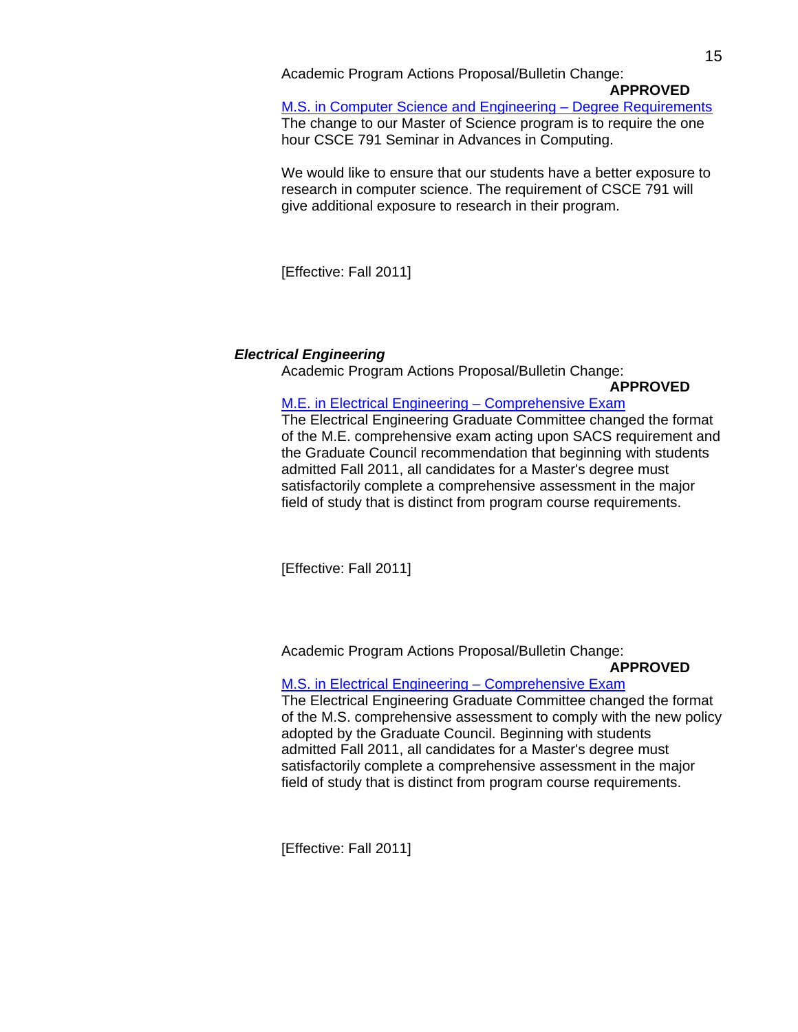Academic Program Actions Proposal/Bulletin Change:

**APPROVED**

M.S. in Computer Science and Engineering – Degree Requirements

The change to our Master of Science program is to require the one hour CSCE 791 Seminar in Advances in Computing.

We would like to ensure that our students have a better exposure to research in computer science. The requirement of CSCE 791 will give additional exposure to research in their program.

[Effective: Fall 2011]

### *Electrical Engineering*

Academic Program Actions Proposal/Bulletin Change:

**APPROVED**

M.E. in Electrical Engineering – Comprehensive Exam

The Electrical Engineering Graduate Committee changed the format of the M.E. comprehensive exam acting upon SACS requirement and the Graduate Council recommendation that beginning with students admitted Fall 2011, all candidates for a Master's degree must satisfactorily complete a comprehensive assessment in the major field of study that is distinct from program course requirements.

[Effective: Fall 2011]

Academic Program Actions Proposal/Bulletin Change:

**APPROVED**

M.S. in Electrical Engineering – Comprehensive Exam

The Electrical Engineering Graduate Committee changed the format of the M.S. comprehensive assessment to comply with the new policy adopted by the Graduate Council. Beginning with students admitted Fall 2011, all candidates for a Master's degree must satisfactorily complete a comprehensive assessment in the major field of study that is distinct from program course requirements.

[Effective: Fall 2011]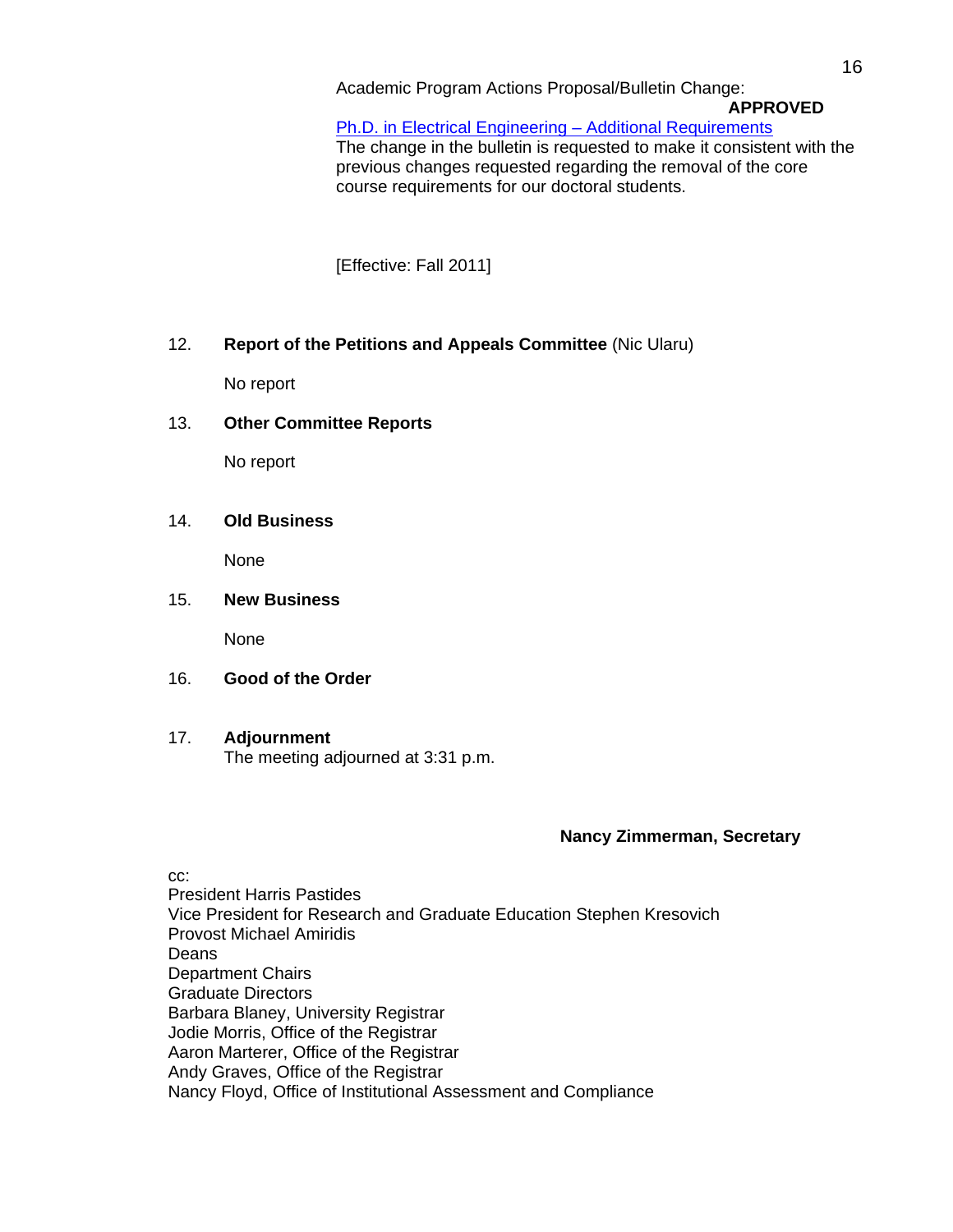Academic Program Actions Proposal/Bulletin Change:

**APPROVED**

Ph.D. in Electrical Engineering – Additional Requirements

The change in the bulletin is requested to make it consistent with the previous changes requested regarding the removal of the core course requirements for our doctoral students.

[Effective: Fall 2011]

12. **Report of the Petitions and Appeals Committee** (Nic Ularu)

    No report

13. **Other Committee Reports**

    No report

14. **Old Business**

    None

15. **New Business**

    None

16. **Good of the Order**

17. **Adjournment**
    The meeting adjourned at 3:31 p.m.

**Nancy Zimmerman, Secretary**

cc:
President Harris Pastides
Vice President for Research and Graduate Education Stephen Kresovich
Provost Michael Amiridis
Deans
Department Chairs
Graduate Directors
Barbara Blaney, University Registrar
Jodie Morris, Office of the Registrar
Aaron Marterer, Office of the Registrar
Andy Graves, Office of the Registrar
Nancy Floyd, Office of Institutional Assessment and Compliance